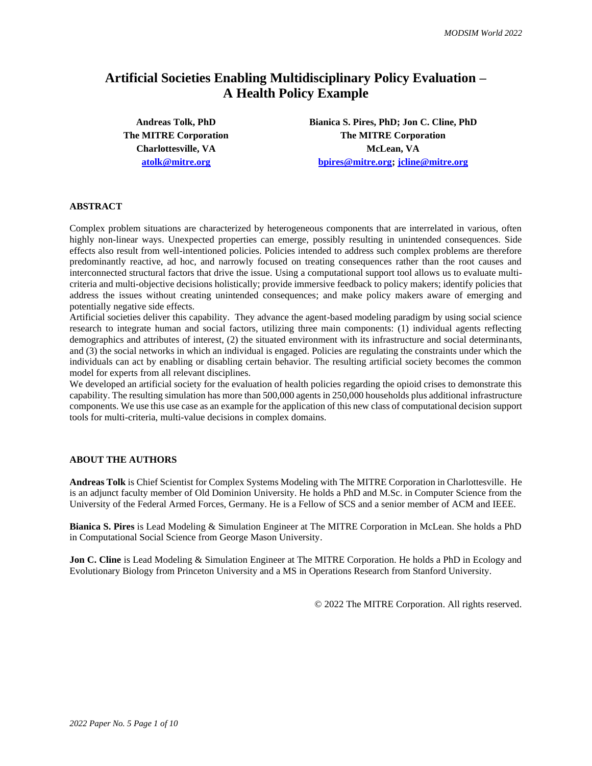# Artificial Societies Enabling Multidisciplinary Policy Evaluation – A Health Policy Example

**Andreas Tolk, PhD**
**The MITRE Corporation**
**Charlottesville, VA**
**atolk@mitre.org**

**Bianica S. Pires, PhD; Jon C. Cline, PhD**
**The MITRE Corporation**
**McLean, VA**
**bpires@mitre.org; jcline@mitre.org**

## ABSTRACT

Complex problem situations are characterized by heterogeneous components that are interrelated in various, often highly non-linear ways. Unexpected properties can emerge, possibly resulting in unintended consequences. Side effects also result from well-intentioned policies. Policies intended to address such complex problems are therefore predominantly reactive, ad hoc, and narrowly focused on treating consequences rather than the root causes and interconnected structural factors that drive the issue. Using a computational support tool allows us to evaluate multi-criteria and multi-objective decisions holistically; provide immersive feedback to policy makers; identify policies that address the issues without creating unintended consequences; and make policy makers aware of emerging and potentially negative side effects.

Artificial societies deliver this capability. They advance the agent-based modeling paradigm by using social science research to integrate human and social factors, utilizing three main components: (1) individual agents reflecting demographics and attributes of interest, (2) the situated environment with its infrastructure and social determinants, and (3) the social networks in which an individual is engaged. Policies are regulating the constraints under which the individuals can act by enabling or disabling certain behavior. The resulting artificial society becomes the common model for experts from all relevant disciplines.

We developed an artificial society for the evaluation of health policies regarding the opioid crises to demonstrate this capability. The resulting simulation has more than 500,000 agents in 250,000 households plus additional infrastructure components. We use this use case as an example for the application of this new class of computational decision support tools for multi-criteria, multi-value decisions in complex domains.

## ABOUT THE AUTHORS

**Andreas Tolk** is Chief Scientist for Complex Systems Modeling with The MITRE Corporation in Charlottesville. He is an adjunct faculty member of Old Dominion University. He holds a PhD and M.Sc. in Computer Science from the University of the Federal Armed Forces, Germany. He is a Fellow of SCS and a senior member of ACM and IEEE.

**Bianica S. Pires** is Lead Modeling & Simulation Engineer at The MITRE Corporation in McLean. She holds a PhD in Computational Social Science from George Mason University.

**Jon C. Cline** is Lead Modeling & Simulation Engineer at The MITRE Corporation. He holds a PhD in Ecology and Evolutionary Biology from Princeton University and a MS in Operations Research from Stanford University.

© 2022 The MITRE Corporation. All rights reserved.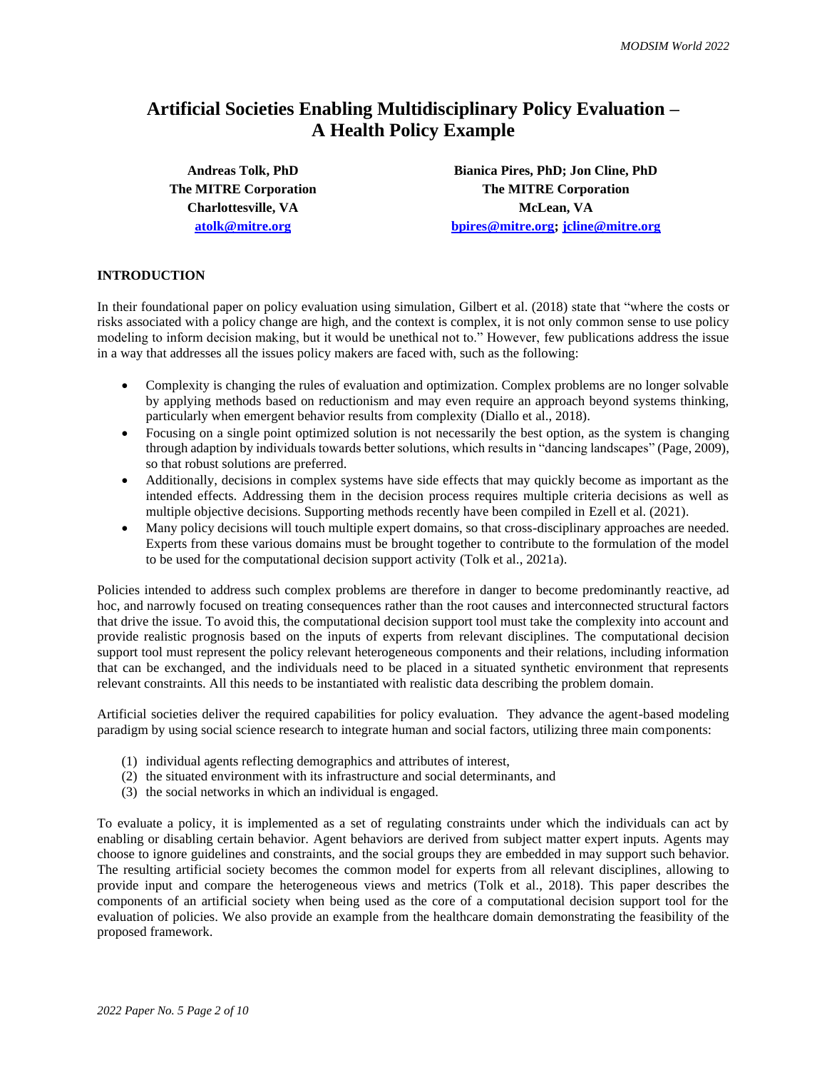# Artificial Societies Enabling Multidisciplinary Policy Evaluation – A Health Policy Example

**Andreas Tolk, PhD**
**The MITRE Corporation**
**Charlottesville, VA**
**atolk@mitre.org**

**Bianica Pires, PhD; Jon Cline, PhD**
**The MITRE Corporation**
**McLean, VA**
**bpires@mitre.org; jcline@mitre.org**

## INTRODUCTION

In their foundational paper on policy evaluation using simulation, Gilbert et al. (2018) state that "where the costs or risks associated with a policy change are high, and the context is complex, it is not only common sense to use policy modeling to inform decision making, but it would be unethical not to." However, few publications address the issue in a way that addresses all the issues policy makers are faced with, such as the following:

- Complexity is changing the rules of evaluation and optimization. Complex problems are no longer solvable by applying methods based on reductionism and may even require an approach beyond systems thinking, particularly when emergent behavior results from complexity (Diallo et al., 2018).
- Focusing on a single point optimized solution is not necessarily the best option, as the system is changing through adaption by individuals towards better solutions, which results in "dancing landscapes" (Page, 2009), so that robust solutions are preferred.
- Additionally, decisions in complex systems have side effects that may quickly become as important as the intended effects. Addressing them in the decision process requires multiple criteria decisions as well as multiple objective decisions. Supporting methods recently have been compiled in Ezell et al. (2021).
- Many policy decisions will touch multiple expert domains, so that cross-disciplinary approaches are needed. Experts from these various domains must be brought together to contribute to the formulation of the model to be used for the computational decision support activity (Tolk et al., 2021a).

Policies intended to address such complex problems are therefore in danger to become predominantly reactive, ad hoc, and narrowly focused on treating consequences rather than the root causes and interconnected structural factors that drive the issue. To avoid this, the computational decision support tool must take the complexity into account and provide realistic prognosis based on the inputs of experts from relevant disciplines. The computational decision support tool must represent the policy relevant heterogeneous components and their relations, including information that can be exchanged, and the individuals need to be placed in a situated synthetic environment that represents relevant constraints. All this needs to be instantiated with realistic data describing the problem domain.

Artificial societies deliver the required capabilities for policy evaluation. They advance the agent-based modeling paradigm by using social science research to integrate human and social factors, utilizing three main components:

(1) individual agents reflecting demographics and attributes of interest,
(2) the situated environment with its infrastructure and social determinants, and
(3) the social networks in which an individual is engaged.

To evaluate a policy, it is implemented as a set of regulating constraints under which the individuals can act by enabling or disabling certain behavior. Agent behaviors are derived from subject matter expert inputs. Agents may choose to ignore guidelines and constraints, and the social groups they are embedded in may support such behavior. The resulting artificial society becomes the common model for experts from all relevant disciplines, allowing to provide input and compare the heterogeneous views and metrics (Tolk et al., 2018). This paper describes the components of an artificial society when being used as the core of a computational decision support tool for the evaluation of policies. We also provide an example from the healthcare domain demonstrating the feasibility of the proposed framework.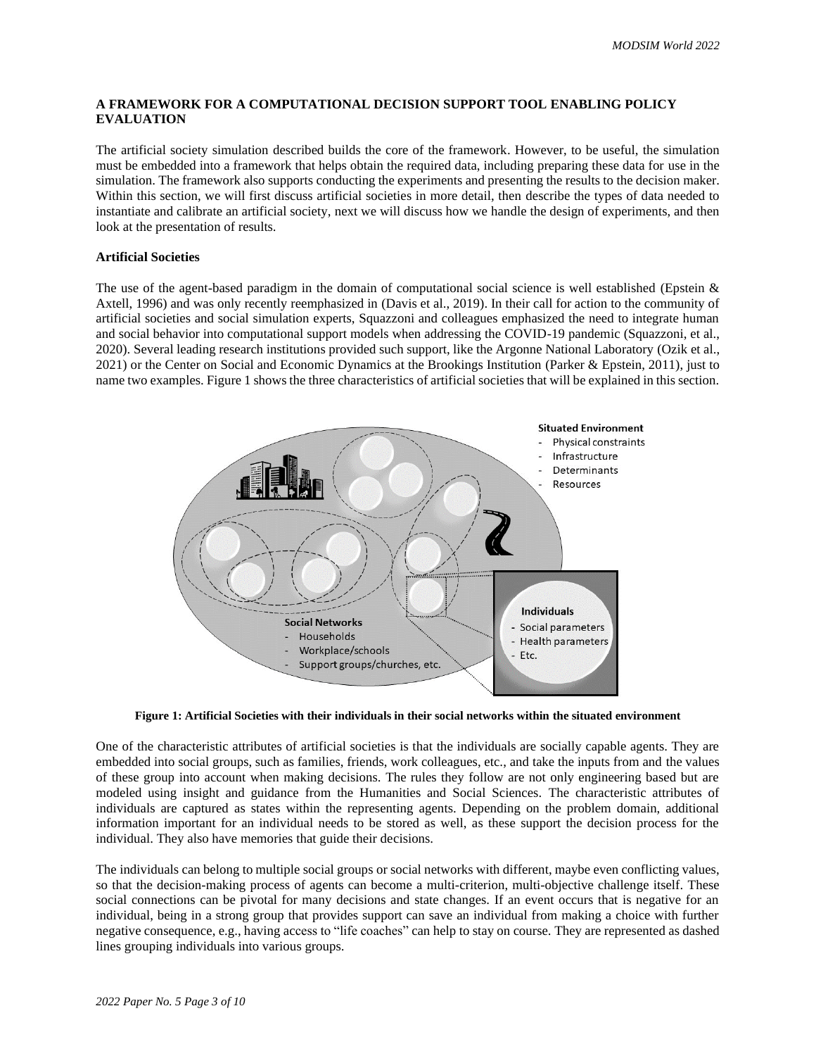## A FRAMEWORK FOR A COMPUTATIONAL DECISION SUPPORT TOOL ENABLING POLICY EVALUATION

The artificial society simulation described builds the core of the framework. However, to be useful, the simulation must be embedded into a framework that helps obtain the required data, including preparing these data for use in the simulation. The framework also supports conducting the experiments and presenting the results to the decision maker. Within this section, we will first discuss artificial societies in more detail, then describe the types of data needed to instantiate and calibrate an artificial society, next we will discuss how we handle the design of experiments, and then look at the presentation of results.

### Artificial Societies

The use of the agent-based paradigm in the domain of computational social science is well established (Epstein & Axtell, 1996) and was only recently reemphasized in (Davis et al., 2019). In their call for action to the community of artificial societies and social simulation experts, Squazzoni and colleagues emphasized the need to integrate human and social behavior into computational support models when addressing the COVID-19 pandemic (Squazzoni, et al., 2020). Several leading research institutions provided such support, like the Argonne National Laboratory (Ozik et al., 2021) or the Center on Social and Economic Dynamics at the Brookings Institution (Parker & Epstein, 2011), just to name two examples. Figure 1 shows the three characteristics of artificial societies that will be explained in this section.

**Figure 1: Artificial Societies with their individuals in their social networks within the situated environment**

One of the characteristic attributes of artificial societies is that the individuals are socially capable agents. They are embedded into social groups, such as families, friends, work colleagues, etc., and take the inputs from and the values of these group into account when making decisions. The rules they follow are not only engineering based but are modeled using insight and guidance from the Humanities and Social Sciences. The characteristic attributes of individuals are captured as states within the representing agents. Depending on the problem domain, additional information important for an individual needs to be stored as well, as these support the decision process for the individual. They also have memories that guide their decisions.

The individuals can belong to multiple social groups or social networks with different, maybe even conflicting values, so that the decision-making process of agents can become a multi-criterion, multi-objective challenge itself. These social connections can be pivotal for many decisions and state changes. If an event occurs that is negative for an individual, being in a strong group that provides support can save an individual from making a choice with further negative consequence, e.g., having access to "life coaches" can help to stay on course. They are represented as dashed lines grouping individuals into various groups.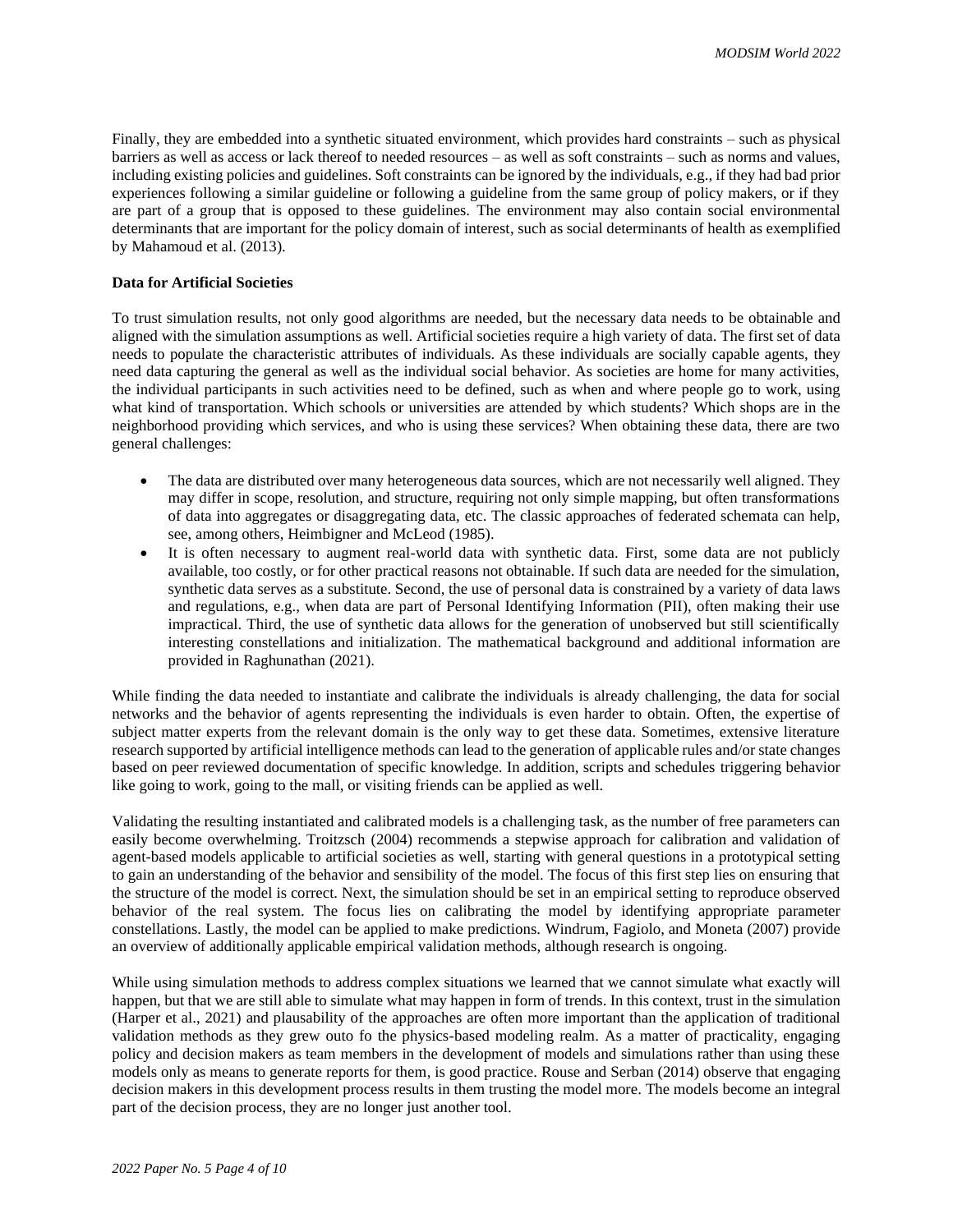Finally, they are embedded into a synthetic situated environment, which provides hard constraints – such as physical barriers as well as access or lack thereof to needed resources – as well as soft constraints – such as norms and values, including existing policies and guidelines. Soft constraints can be ignored by the individuals, e.g., if they had bad prior experiences following a similar guideline or following a guideline from the same group of policy makers, or if they are part of a group that is opposed to these guidelines. The environment may also contain social environmental determinants that are important for the policy domain of interest, such as social determinants of health as exemplified by Mahamoud et al. (2013).

**Data for Artificial Societies**

To trust simulation results, not only good algorithms are needed, but the necessary data needs to be obtainable and aligned with the simulation assumptions as well. Artificial societies require a high variety of data. The first set of data needs to populate the characteristic attributes of individuals. As these individuals are socially capable agents, they need data capturing the general as well as the individual social behavior. As societies are home for many activities, the individual participants in such activities need to be defined, such as when and where people go to work, using what kind of transportation. Which schools or universities are attended by which students? Which shops are in the neighborhood providing which services, and who is using these services? When obtaining these data, there are two general challenges:

- The data are distributed over many heterogeneous data sources, which are not necessarily well aligned. They may differ in scope, resolution, and structure, requiring not only simple mapping, but often transformations of data into aggregates or disaggregating data, etc. The classic approaches of federated schemata can help, see, among others, Heimbigner and McLeod (1985).
- It is often necessary to augment real-world data with synthetic data. First, some data are not publicly available, too costly, or for other practical reasons not obtainable. If such data are needed for the simulation, synthetic data serves as a substitute. Second, the use of personal data is constrained by a variety of data laws and regulations, e.g., when data are part of Personal Identifying Information (PII), often making their use impractical. Third, the use of synthetic data allows for the generation of unobserved but still scientifically interesting constellations and initialization. The mathematical background and additional information are provided in Raghunathan (2021).

While finding the data needed to instantiate and calibrate the individuals is already challenging, the data for social networks and the behavior of agents representing the individuals is even harder to obtain. Often, the expertise of subject matter experts from the relevant domain is the only way to get these data. Sometimes, extensive literature research supported by artificial intelligence methods can lead to the generation of applicable rules and/or state changes based on peer reviewed documentation of specific knowledge. In addition, scripts and schedules triggering behavior like going to work, going to the mall, or visiting friends can be applied as well.

Validating the resulting instantiated and calibrated models is a challenging task, as the number of free parameters can easily become overwhelming. Troitzsch (2004) recommends a stepwise approach for calibration and validation of agent-based models applicable to artificial societies as well, starting with general questions in a prototypical setting to gain an understanding of the behavior and sensibility of the model. The focus of this first step lies on ensuring that the structure of the model is correct. Next, the simulation should be set in an empirical setting to reproduce observed behavior of the real system. The focus lies on calibrating the model by identifying appropriate parameter constellations. Lastly, the model can be applied to make predictions. Windrum, Fagiolo, and Moneta (2007) provide an overview of additionally applicable empirical validation methods, although research is ongoing.

While using simulation methods to address complex situations we learned that we cannot simulate what exactly will happen, but that we are still able to simulate what may happen in form of trends. In this context, trust in the simulation (Harper et al., 2021) and plausability of the approaches are often more important than the application of traditional validation methods as they grew outo fo the physics-based modeling realm. As a matter of practicality, engaging policy and decision makers as team members in the development of models and simulations rather than using these models only as means to generate reports for them, is good practice. Rouse and Serban (2014) observe that engaging decision makers in this development process results in them trusting the model more. The models become an integral part of the decision process, they are no longer just another tool.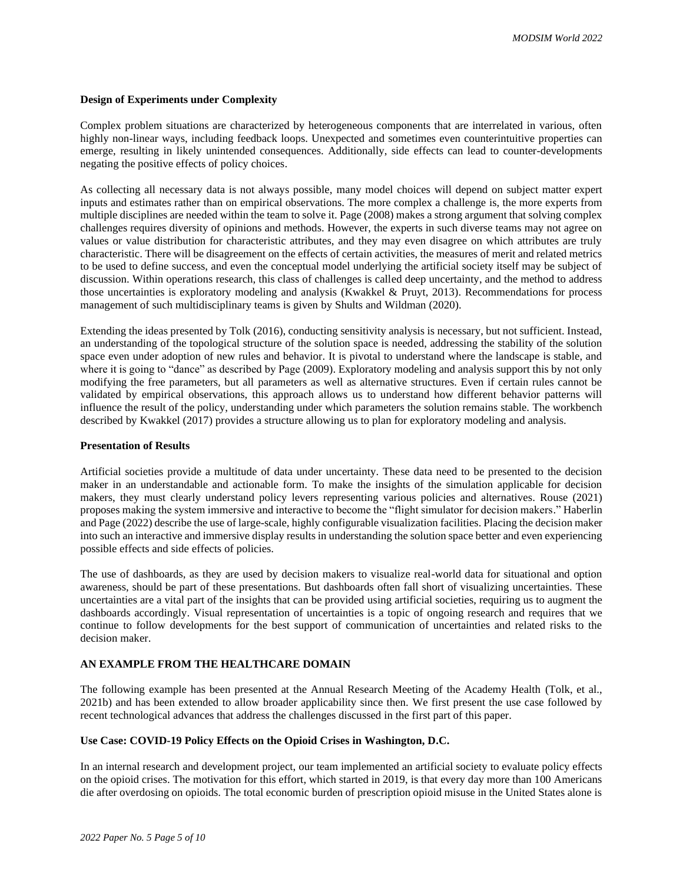### Design of Experiments under Complexity

Complex problem situations are characterized by heterogeneous components that are interrelated in various, often highly non-linear ways, including feedback loops. Unexpected and sometimes even counterintuitive properties can emerge, resulting in likely unintended consequences. Additionally, side effects can lead to counter-developments negating the positive effects of policy choices.

As collecting all necessary data is not always possible, many model choices will depend on subject matter expert inputs and estimates rather than on empirical observations. The more complex a challenge is, the more experts from multiple disciplines are needed within the team to solve it. Page (2008) makes a strong argument that solving complex challenges requires diversity of opinions and methods. However, the experts in such diverse teams may not agree on values or value distribution for characteristic attributes, and they may even disagree on which attributes are truly characteristic. There will be disagreement on the effects of certain activities, the measures of merit and related metrics to be used to define success, and even the conceptual model underlying the artificial society itself may be subject of discussion. Within operations research, this class of challenges is called deep uncertainty, and the method to address those uncertainties is exploratory modeling and analysis (Kwakkel & Pruyt, 2013). Recommendations for process management of such multidisciplinary teams is given by Shults and Wildman (2020).

Extending the ideas presented by Tolk (2016), conducting sensitivity analysis is necessary, but not sufficient. Instead, an understanding of the topological structure of the solution space is needed, addressing the stability of the solution space even under adoption of new rules and behavior. It is pivotal to understand where the landscape is stable, and where it is going to "dance" as described by Page (2009). Exploratory modeling and analysis support this by not only modifying the free parameters, but all parameters as well as alternative structures. Even if certain rules cannot be validated by empirical observations, this approach allows us to understand how different behavior patterns will influence the result of the policy, understanding under which parameters the solution remains stable. The workbench described by Kwakkel (2017) provides a structure allowing us to plan for exploratory modeling and analysis.

### Presentation of Results

Artificial societies provide a multitude of data under uncertainty. These data need to be presented to the decision maker in an understandable and actionable form. To make the insights of the simulation applicable for decision makers, they must clearly understand policy levers representing various policies and alternatives. Rouse (2021) proposes making the system immersive and interactive to become the "flight simulator for decision makers." Haberlin and Page (2022) describe the use of large-scale, highly configurable visualization facilities. Placing the decision maker into such an interactive and immersive display results in understanding the solution space better and even experiencing possible effects and side effects of policies.

The use of dashboards, as they are used by decision makers to visualize real-world data for situational and option awareness, should be part of these presentations. But dashboards often fall short of visualizing uncertainties. These uncertainties are a vital part of the insights that can be provided using artificial societies, requiring us to augment the dashboards accordingly. Visual representation of uncertainties is a topic of ongoing research and requires that we continue to follow developments for the best support of communication of uncertainties and related risks to the decision maker.

## AN EXAMPLE FROM THE HEALTHCARE DOMAIN

The following example has been presented at the Annual Research Meeting of the Academy Health (Tolk, et al., 2021b) and has been extended to allow broader applicability since then. We first present the use case followed by recent technological advances that address the challenges discussed in the first part of this paper.

### Use Case: COVID-19 Policy Effects on the Opioid Crises in Washington, D.C.

In an internal research and development project, our team implemented an artificial society to evaluate policy effects on the opioid crises. The motivation for this effort, which started in 2019, is that every day more than 100 Americans die after overdosing on opioids. The total economic burden of prescription opioid misuse in the United States alone is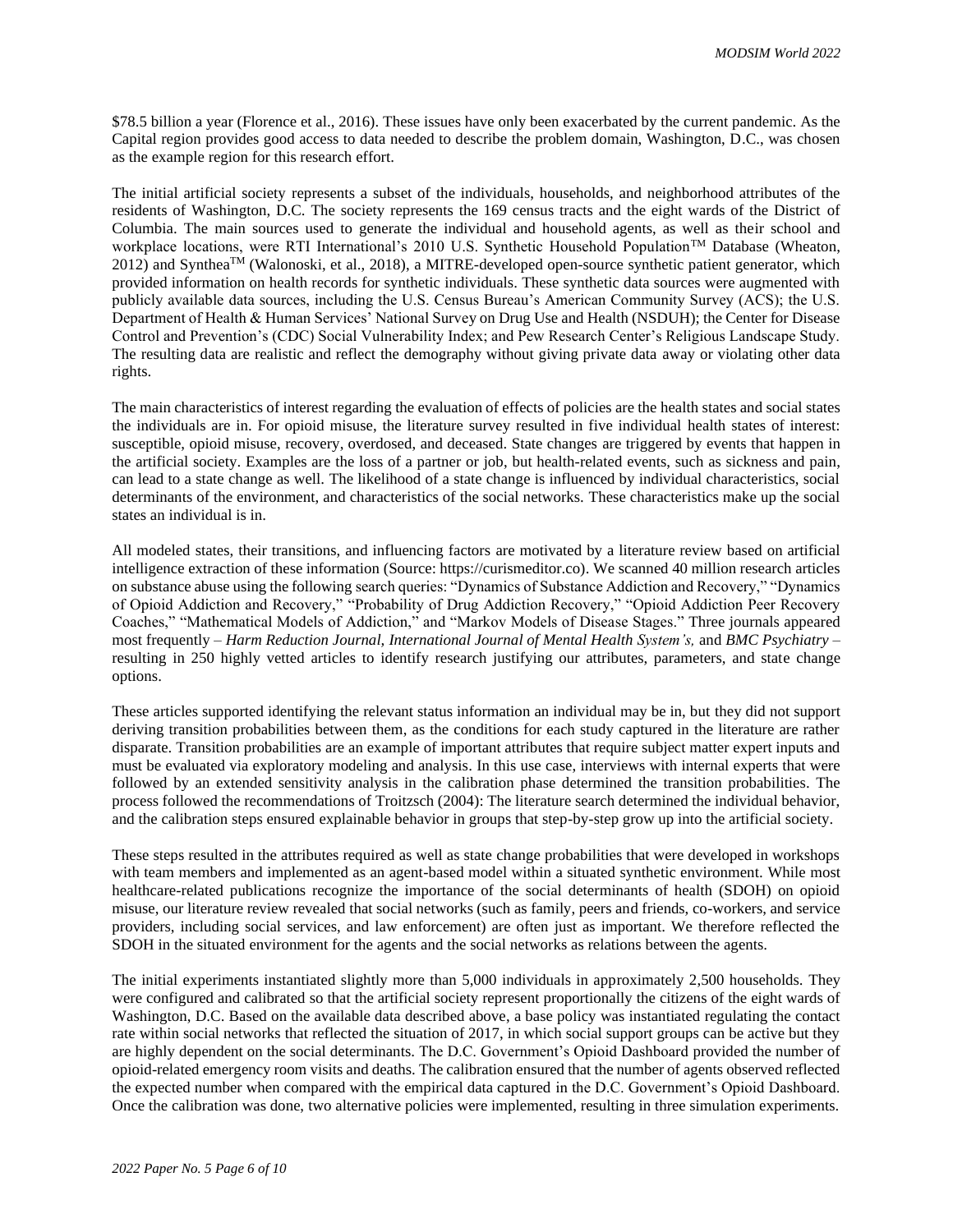$78.5 billion a year (Florence et al., 2016). These issues have only been exacerbated by the current pandemic. As the Capital region provides good access to data needed to describe the problem domain, Washington, D.C., was chosen as the example region for this research effort.

The initial artificial society represents a subset of the individuals, households, and neighborhood attributes of the residents of Washington, D.C. The society represents the 169 census tracts and the eight wards of the District of Columbia. The main sources used to generate the individual and household agents, as well as their school and workplace locations, were RTI International's 2010 U.S. Synthetic Household Population™ Database (Wheaton, 2012) and Synthea™ (Walonoski, et al., 2018), a MITRE-developed open-source synthetic patient generator, which provided information on health records for synthetic individuals. These synthetic data sources were augmented with publicly available data sources, including the U.S. Census Bureau's American Community Survey (ACS); the U.S. Department of Health & Human Services' National Survey on Drug Use and Health (NSDUH); the Center for Disease Control and Prevention's (CDC) Social Vulnerability Index; and Pew Research Center's Religious Landscape Study. The resulting data are realistic and reflect the demography without giving private data away or violating other data rights.

The main characteristics of interest regarding the evaluation of effects of policies are the health states and social states the individuals are in. For opioid misuse, the literature survey resulted in five individual health states of interest: susceptible, opioid misuse, recovery, overdosed, and deceased. State changes are triggered by events that happen in the artificial society. Examples are the loss of a partner or job, but health-related events, such as sickness and pain, can lead to a state change as well. The likelihood of a state change is influenced by individual characteristics, social determinants of the environment, and characteristics of the social networks. These characteristics make up the social states an individual is in.

All modeled states, their transitions, and influencing factors are motivated by a literature review based on artificial intelligence extraction of these information (Source: https://curismeditor.co). We scanned 40 million research articles on substance abuse using the following search queries: "Dynamics of Substance Addiction and Recovery," "Dynamics of Opioid Addiction and Recovery," "Probability of Drug Addiction Recovery," "Opioid Addiction Peer Recovery Coaches," "Mathematical Models of Addiction," and "Markov Models of Disease Stages." Three journals appeared most frequently – *Harm Reduction Journal, International Journal of Mental Health System's,* and *BMC Psychiatry* – resulting in 250 highly vetted articles to identify research justifying our attributes, parameters, and state change options.

These articles supported identifying the relevant status information an individual may be in, but they did not support deriving transition probabilities between them, as the conditions for each study captured in the literature are rather disparate. Transition probabilities are an example of important attributes that require subject matter expert inputs and must be evaluated via exploratory modeling and analysis. In this use case, interviews with internal experts that were followed by an extended sensitivity analysis in the calibration phase determined the transition probabilities. The process followed the recommendations of Troitzsch (2004): The literature search determined the individual behavior, and the calibration steps ensured explainable behavior in groups that step-by-step grow up into the artificial society.

These steps resulted in the attributes required as well as state change probabilities that were developed in workshops with team members and implemented as an agent-based model within a situated synthetic environment. While most healthcare-related publications recognize the importance of the social determinants of health (SDOH) on opioid misuse, our literature review revealed that social networks (such as family, peers and friends, co-workers, and service providers, including social services, and law enforcement) are often just as important. We therefore reflected the SDOH in the situated environment for the agents and the social networks as relations between the agents.

The initial experiments instantiated slightly more than 5,000 individuals in approximately 2,500 households. They were configured and calibrated so that the artificial society represent proportionally the citizens of the eight wards of Washington, D.C. Based on the available data described above, a base policy was instantiated regulating the contact rate within social networks that reflected the situation of 2017, in which social support groups can be active but they are highly dependent on the social determinants. The D.C. Government's Opioid Dashboard provided the number of opioid-related emergency room visits and deaths. The calibration ensured that the number of agents observed reflected the expected number when compared with the empirical data captured in the D.C. Government's Opioid Dashboard. Once the calibration was done, two alternative policies were implemented, resulting in three simulation experiments.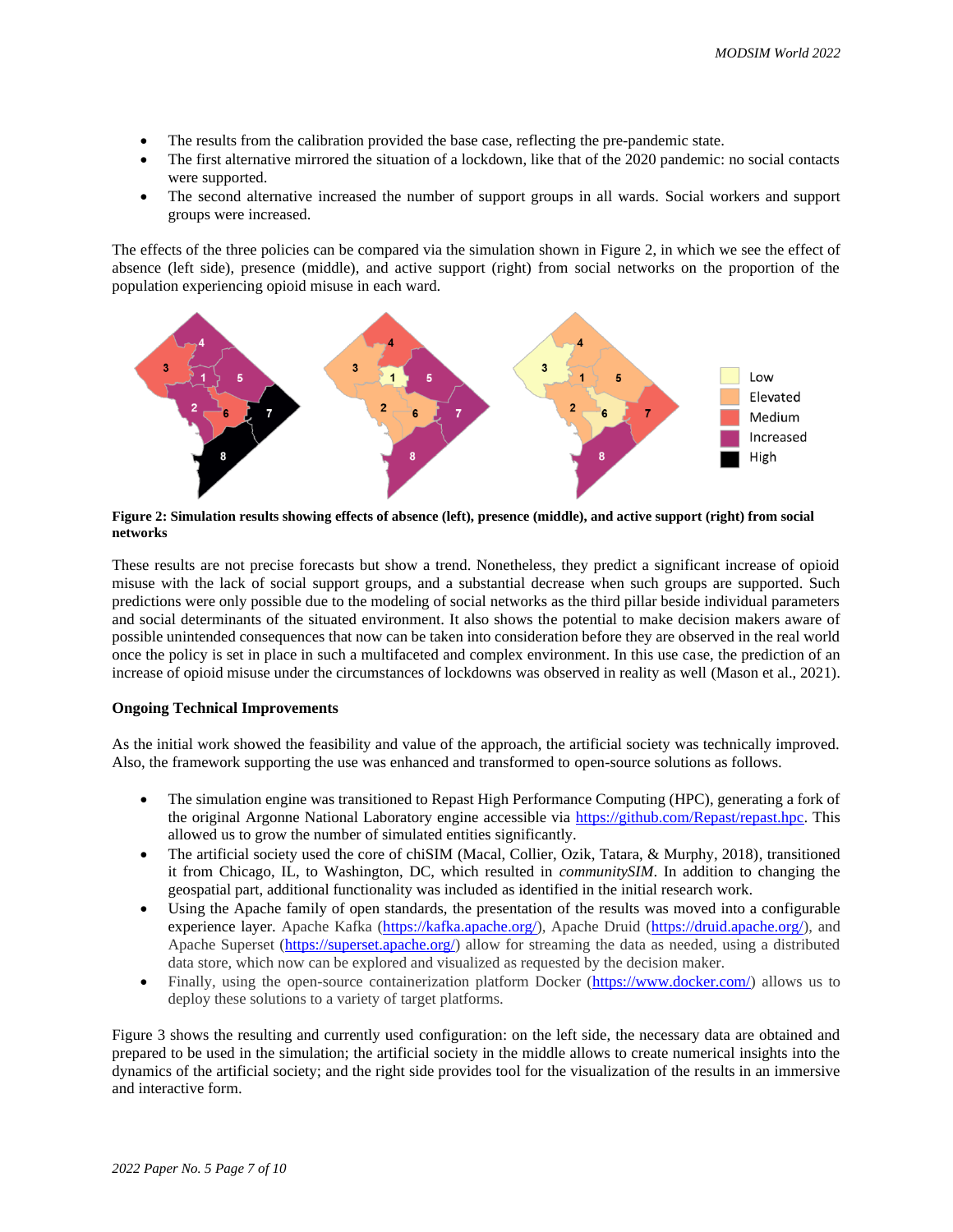- The results from the calibration provided the base case, reflecting the pre-pandemic state.
- The first alternative mirrored the situation of a lockdown, like that of the 2020 pandemic: no social contacts were supported.
- The second alternative increased the number of support groups in all wards. Social workers and support groups were increased.

The effects of the three policies can be compared via the simulation shown in Figure 2, in which we see the effect of absence (left side), presence (middle), and active support (right) from social networks on the proportion of the population experiencing opioid misuse in each ward.

**Figure 2: Simulation results showing effects of absence (left), presence (middle), and active support (right) from social networks**

These results are not precise forecasts but show a trend. Nonetheless, they predict a significant increase of opioid misuse with the lack of social support groups, and a substantial decrease when such groups are supported. Such predictions were only possible due to the modeling of social networks as the third pillar beside individual parameters and social determinants of the situated environment. It also shows the potential to make decision makers aware of possible unintended consequences that now can be taken into consideration before they are observed in the real world once the policy is set in place in such a multifaceted and complex environment. In this use case, the prediction of an increase of opioid misuse under the circumstances of lockdowns was observed in reality as well (Mason et al., 2021).

**Ongoing Technical Improvements**

As the initial work showed the feasibility and value of the approach, the artificial society was technically improved. Also, the framework supporting the use was enhanced and transformed to open-source solutions as follows.

- The simulation engine was transitioned to Repast High Performance Computing (HPC), generating a fork of the original Argonne National Laboratory engine accessible via https://github.com/Repast/repast.hpc. This allowed us to grow the number of simulated entities significantly.
- The artificial society used the core of chiSIM (Macal, Collier, Ozik, Tatara, & Murphy, 2018), transitioned it from Chicago, IL, to Washington, DC, which resulted in *communitySIM*. In addition to changing the geospatial part, additional functionality was included as identified in the initial research work.
- Using the Apache family of open standards, the presentation of the results was moved into a configurable experience layer. Apache Kafka (https://kafka.apache.org/), Apache Druid (https://druid.apache.org/), and Apache Superset (https://superset.apache.org/) allow for streaming the data as needed, using a distributed data store, which now can be explored and visualized as requested by the decision maker.
- Finally, using the open-source containerization platform Docker (https://www.docker.com/) allows us to deploy these solutions to a variety of target platforms.

Figure 3 shows the resulting and currently used configuration: on the left side, the necessary data are obtained and prepared to be used in the simulation; the artificial society in the middle allows to create numerical insights into the dynamics of the artificial society; and the right side provides tool for the visualization of the results in an immersive and interactive form.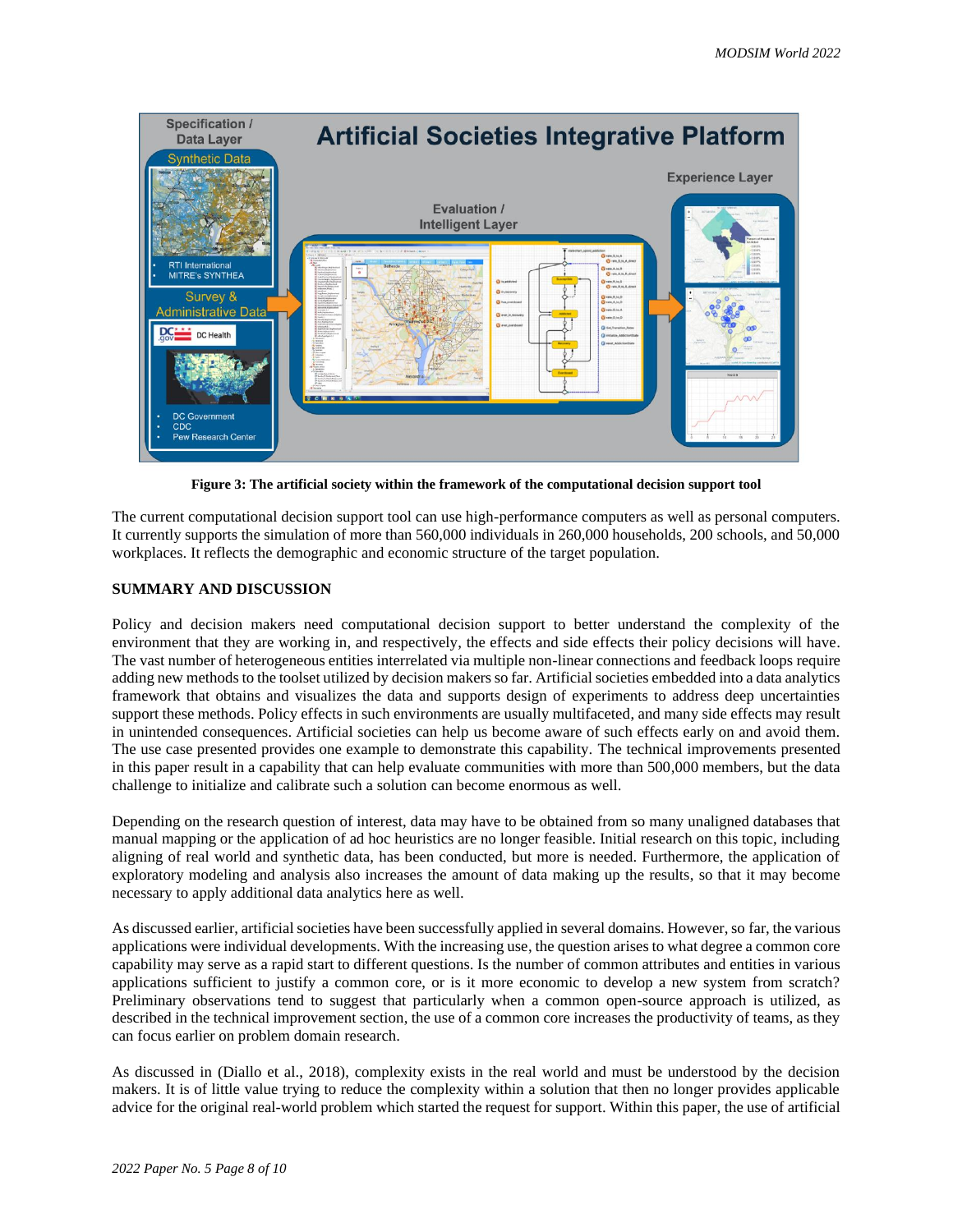**Figure 3: The artificial society within the framework of the computational decision support tool**

The current computational decision support tool can use high-performance computers as well as personal computers. It currently supports the simulation of more than 560,000 individuals in 260,000 households, 200 schools, and 50,000 workplaces. It reflects the demographic and economic structure of the target population.

## SUMMARY AND DISCUSSION

Policy and decision makers need computational decision support to better understand the complexity of the environment that they are working in, and respectively, the effects and side effects their policy decisions will have. The vast number of heterogeneous entities interrelated via multiple non-linear connections and feedback loops require adding new methods to the toolset utilized by decision makers so far. Artificial societies embedded into a data analytics framework that obtains and visualizes the data and supports design of experiments to address deep uncertainties support these methods. Policy effects in such environments are usually multifaceted, and many side effects may result in unintended consequences. Artificial societies can help us become aware of such effects early on and avoid them. The use case presented provides one example to demonstrate this capability. The technical improvements presented in this paper result in a capability that can help evaluate communities with more than 500,000 members, but the data challenge to initialize and calibrate such a solution can become enormous as well.

Depending on the research question of interest, data may have to be obtained from so many unaligned databases that manual mapping or the application of ad hoc heuristics are no longer feasible. Initial research on this topic, including aligning of real world and synthetic data, has been conducted, but more is needed. Furthermore, the application of exploratory modeling and analysis also increases the amount of data making up the results, so that it may become necessary to apply additional data analytics here as well.

As discussed earlier, artificial societies have been successfully applied in several domains. However, so far, the various applications were individual developments. With the increasing use, the question arises to what degree a common core capability may serve as a rapid start to different questions. Is the number of common attributes and entities in various applications sufficient to justify a common core, or is it more economic to develop a new system from scratch? Preliminary observations tend to suggest that particularly when a common open-source approach is utilized, as described in the technical improvement section, the use of a common core increases the productivity of teams, as they can focus earlier on problem domain research.

As discussed in (Diallo et al., 2018), complexity exists in the real world and must be understood by the decision makers. It is of little value trying to reduce the complexity within a solution that then no longer provides applicable advice for the original real-world problem which started the request for support. Within this paper, the use of artificial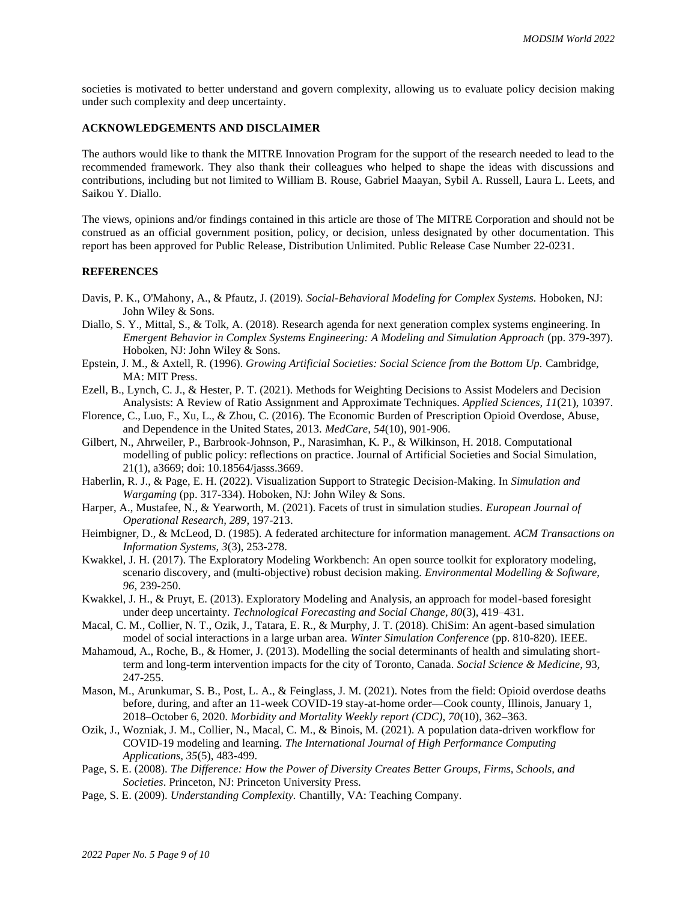societies is motivated to better understand and govern complexity, allowing us to evaluate policy decision making under such complexity and deep uncertainty.

## ACKNOWLEDGEMENTS AND DISCLAIMER

The authors would like to thank the MITRE Innovation Program for the support of the research needed to lead to the recommended framework. They also thank their colleagues who helped to shape the ideas with discussions and contributions, including but not limited to William B. Rouse, Gabriel Maayan, Sybil A. Russell, Laura L. Leets, and Saikou Y. Diallo.

The views, opinions and/or findings contained in this article are those of The MITRE Corporation and should not be construed as an official government position, policy, or decision, unless designated by other documentation. This report has been approved for Public Release, Distribution Unlimited. Public Release Case Number 22-0231.

## REFERENCES

Davis, P. K., O'Mahony, A., & Pfautz, J. (2019). *Social-Behavioral Modeling for Complex Systems.* Hoboken, NJ: John Wiley & Sons.

Diallo, S. Y., Mittal, S., & Tolk, A. (2018). Research agenda for next generation complex systems engineering. In *Emergent Behavior in Complex Systems Engineering: A Modeling and Simulation Approach* (pp. 379-397). Hoboken, NJ: John Wiley & Sons.

Epstein, J. M., & Axtell, R. (1996). *Growing Artificial Societies: Social Science from the Bottom Up.* Cambridge, MA: MIT Press.

Ezell, B., Lynch, C. J., & Hester, P. T. (2021). Methods for Weighting Decisions to Assist Modelers and Decision Analysists: A Review of Ratio Assignment and Approximate Techniques. *Applied Sciences, 11*(21), 10397.

Florence, C., Luo, F., Xu, L., & Zhou, C. (2016). The Economic Burden of Prescription Opioid Overdose, Abuse, and Dependence in the United States, 2013. *MedCare, 54*(10), 901-906.

Gilbert, N., Ahrweiler, P., Barbrook-Johnson, P., Narasimhan, K. P., & Wilkinson, H. 2018. Computational modelling of public policy: reflections on practice. Journal of Artificial Societies and Social Simulation, 21(1), a3669; doi: 10.18564/jasss.3669.

Haberlin, R. J., & Page, E. H. (2022). Visualization Support to Strategic Decision-Making. In *Simulation and Wargaming* (pp. 317-334). Hoboken, NJ: John Wiley & Sons.

Harper, A., Mustafee, N., & Yearworth, M. (2021). Facets of trust in simulation studies. *European Journal of Operational Research, 289*, 197-213.

Heimbigner, D., & McLeod, D. (1985). A federated architecture for information management. *ACM Transactions on Information Systems, 3*(3), 253-278.

Kwakkel, J. H. (2017). The Exploratory Modeling Workbench: An open source toolkit for exploratory modeling, scenario discovery, and (multi-objective) robust decision making. *Environmental Modelling & Software, 96*, 239-250.

Kwakkel, J. H., & Pruyt, E. (2013). Exploratory Modeling and Analysis, an approach for model-based foresight under deep uncertainty. *Technological Forecasting and Social Change, 80*(3), 419–431.

Macal, C. M., Collier, N. T., Ozik, J., Tatara, E. R., & Murphy, J. T. (2018). ChiSim: An agent-based simulation model of social interactions in a large urban area. *Winter Simulation Conference* (pp. 810-820). IEEE.

Mahamoud, A., Roche, B., & Homer, J. (2013). Modelling the social determinants of health and simulating short-term and long-term intervention impacts for the city of Toronto, Canada. *Social Science & Medicine*, 93, 247-255.

Mason, M., Arunkumar, S. B., Post, L. A., & Feinglass, J. M. (2021). Notes from the field: Opioid overdose deaths before, during, and after an 11-week COVID-19 stay-at-home order—Cook county, Illinois, January 1, 2018–October 6, 2020. *Morbidity and Mortality Weekly report (CDC), 70*(10), 362–363.

Ozik, J., Wozniak, J. M., Collier, N., Macal, C. M., & Binois, M. (2021). A population data-driven workflow for COVID-19 modeling and learning. *The International Journal of High Performance Computing Applications, 35*(5), 483-499.

Page, S. E. (2008). *The Difference: How the Power of Diversity Creates Better Groups, Firms, Schools, and Societies*. Princeton, NJ: Princeton University Press.

Page, S. E. (2009). *Understanding Complexity.* Chantilly, VA: Teaching Company.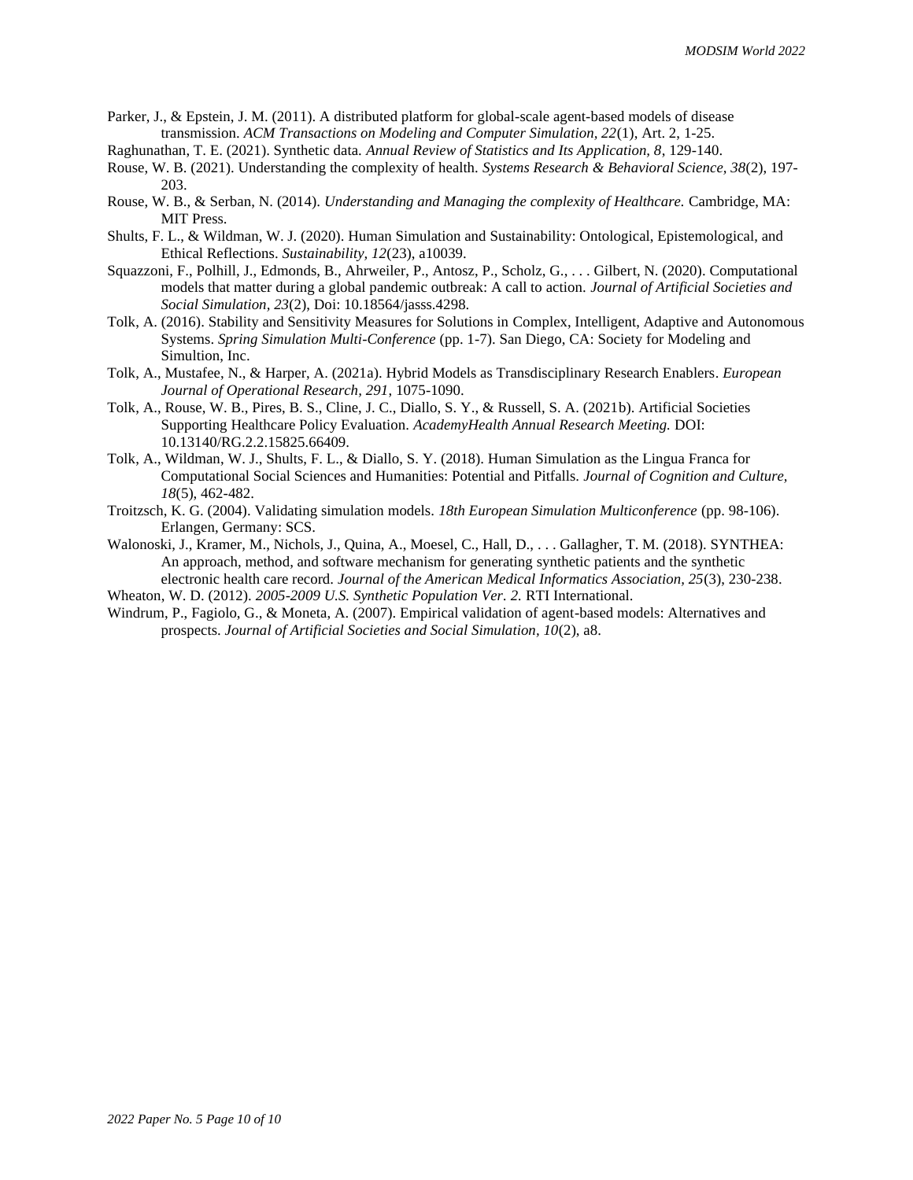Parker, J., & Epstein, J. M. (2011). A distributed platform for global-scale agent-based models of disease transmission. *ACM Transactions on Modeling and Computer Simulation, 22*(1), Art. 2, 1-25.

Raghunathan, T. E. (2021). Synthetic data. *Annual Review of Statistics and Its Application, 8*, 129-140.

Rouse, W. B. (2021). Understanding the complexity of health. *Systems Research & Behavioral Science, 38*(2), 197-203.

Rouse, W. B., & Serban, N. (2014). *Understanding and Managing the complexity of Healthcare.* Cambridge, MA: MIT Press.

Shults, F. L., & Wildman, W. J. (2020). Human Simulation and Sustainability: Ontological, Epistemological, and Ethical Reflections. *Sustainability, 12*(23), a10039.

Squazzoni, F., Polhill, J., Edmonds, B., Ahrweiler, P., Antosz, P., Scholz, G., . . . Gilbert, N. (2020). Computational models that matter during a global pandemic outbreak: A call to action. *Journal of Artificial Societies and Social Simulation, 23*(2), Doi: 10.18564/jasss.4298.

Tolk, A. (2016). Stability and Sensitivity Measures for Solutions in Complex, Intelligent, Adaptive and Autonomous Systems. *Spring Simulation Multi-Conference* (pp. 1-7). San Diego, CA: Society for Modeling and Simultion, Inc.

Tolk, A., Mustafee, N., & Harper, A. (2021a). Hybrid Models as Transdisciplinary Research Enablers. *European Journal of Operational Research, 291*, 1075-1090.

Tolk, A., Rouse, W. B., Pires, B. S., Cline, J. C., Diallo, S. Y., & Russell, S. A. (2021b). Artificial Societies Supporting Healthcare Policy Evaluation. *AcademyHealth Annual Research Meeting.* DOI: 10.13140/RG.2.2.15825.66409.

Tolk, A., Wildman, W. J., Shults, F. L., & Diallo, S. Y. (2018). Human Simulation as the Lingua Franca for Computational Social Sciences and Humanities: Potential and Pitfalls. *Journal of Cognition and Culture, 18*(5), 462-482.

Troitzsch, K. G. (2004). Validating simulation models. *18th European Simulation Multiconference* (pp. 98-106). Erlangen, Germany: SCS.

Walonoski, J., Kramer, M., Nichols, J., Quina, A., Moesel, C., Hall, D., . . . Gallagher, T. M. (2018). SYNTHEA: An approach, method, and software mechanism for generating synthetic patients and the synthetic electronic health care record. *Journal of the American Medical Informatics Association, 25*(3), 230-238.

Wheaton, W. D. (2012). *2005-2009 U.S. Synthetic Population Ver. 2.* RTI International.

Windrum, P., Fagiolo, G., & Moneta, A. (2007). Empirical validation of agent-based models: Alternatives and prospects. *Journal of Artificial Societies and Social Simulation, 10*(2), a8.